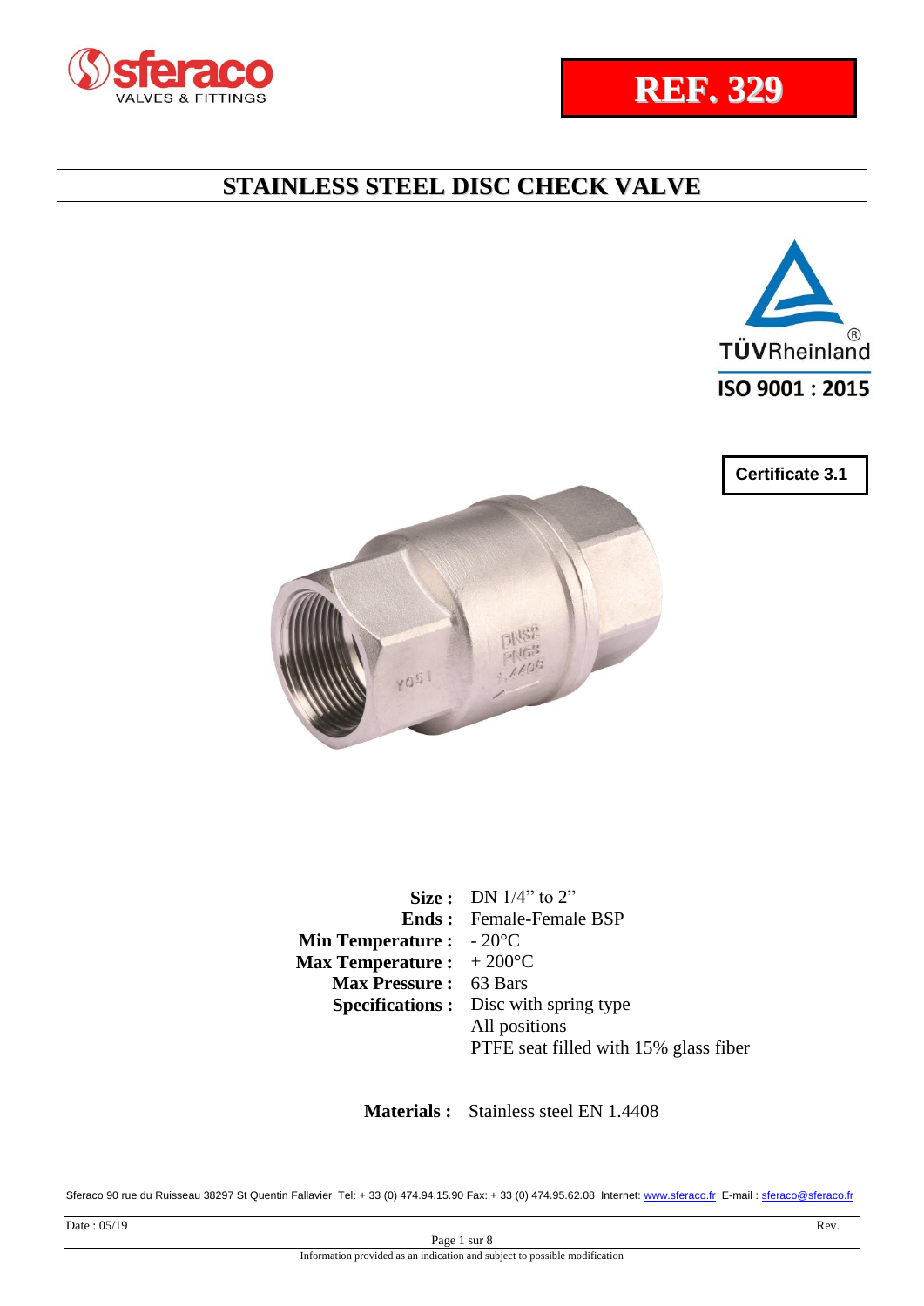# REF. 329

## STAINLESS STEEL DISC CHECK VALVE

TÜVRheinland ISO 9001 : 2015

Certificate 3.1

**Size :** DN 1/4" to 2"
**Ends :** Female-Female BSP
**Min Temperature :** - 20°C
**Max Temperature :** + 200°C
**Max Pressure :** 63 Bars
**Specifications :** Disc with spring type
All positions
PTFE seat filled with 15% glass fiber

**Materials :** Stainless steel EN 1.4408

Sferaco 90 rue du Ruisseau 38297 St Quentin Fallavier Tel: + 33 (0) 474.94.15.90 Fax: + 33 (0) 474.95.62.08 Internet: www.sferaco.fr E-mail : sferaco@sferaco.fr

Date : 05/19 Rev.

Information provided as an indication and subject to possible modification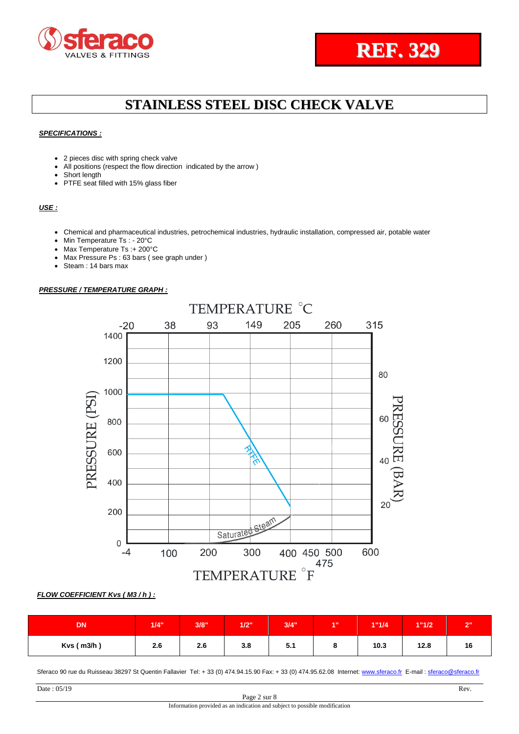sferaco
VALVES & FITTINGS

**REF. 329**

# STAINLESS STEEL DISC CHECK VALVE

***SPECIFICATIONS :***

- 2 pieces disc with spring check valve
- All positions (respect the flow direction indicated by the arrow )
- Short length
- PTFE seat filled with 15% glass fiber

***USE :***

- Chemical and pharmaceutical industries, petrochemical industries, hydraulic installation, compressed air, potable water
- Min Temperature Ts : - 20°C
- Max Temperature Ts :+ 200°C
- Max Pressure Ps : 63 bars ( see graph under )
- Steam : 14 bars max

***PRESSURE / TEMPERATURE GRAPH :***

TEMPERATURE °C: -20, 38, 93, 149, 205, 260, 315

PRESSURE (PSI): 0, 200, 400, 600, 800, 1000, 1200, 1400

PRESSURE (BAR): 20, 40, 60, 80

Curves: PTFE, Saturated Steam

TEMPERATURE °F: -4, 100, 200, 300, 400, 450, 475, 500, 600

***FLOW COEFFICIENT Kvs ( M3 / h ) :***

| DN | 1/4" | 3/8" | 1/2" | 3/4" | 1" | 1"1/4 | 1"1/2 | 2" |
|---|---|---|---|---|---|---|---|---|
| Kvs ( m3/h ) | 2.6 | 2.6 | 3.8 | 5.1 | 8 | 10.3 | 12.8 | 16 |

Sferaco 90 rue du Ruisseau 38297 St Quentin Fallavier Tel: + 33 (0) 474.94.15.90 Fax: + 33 (0) 474.95.62.08 Internet: www.sferaco.fr E-mail : sferaco@sferaco.fr

Date : 05/19 Rev.

Information provided as an indication and subject to possible modification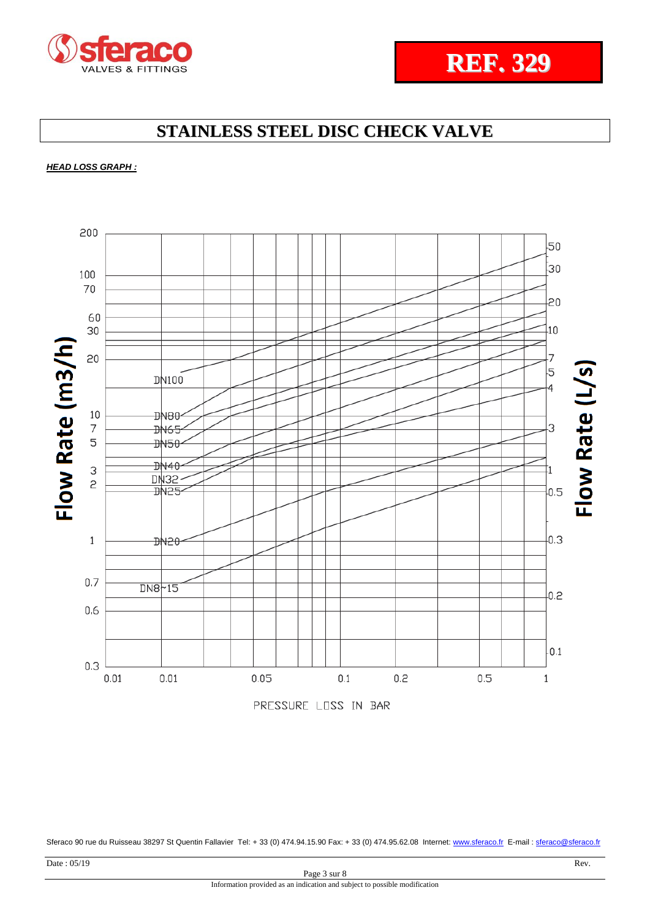# STAINLESS STEEL DISC CHECK VALVE

***HEAD LOSS GRAPH :***

Flow Rate (m3/h)

200
100
70
60
30
20
10
7
5
3
2
1
0.7
0.6
0.3

DN100
DN80
DN65
DN50
DN40
DN32
DN25
DN20
DN8~15

Flow Rate (L/s)

50
30
20
10
7
5
4
3
1
0.5
0.3
0.2
0.1

0.01 0.01 0.05 0.1 0.2 0.5 1

PRESSURE LOSS IN BAR

Sferaco 90 rue du Ruisseau 38297 St Quentin Fallavier Tel: + 33 (0) 474.94.15.90 Fax: + 33 (0) 474.95.62.08 Internet: www.sferaco.fr E-mail : sferaco@sferaco.fr

Date : 05/19 Rev.

Information provided as an indication and subject to possible modification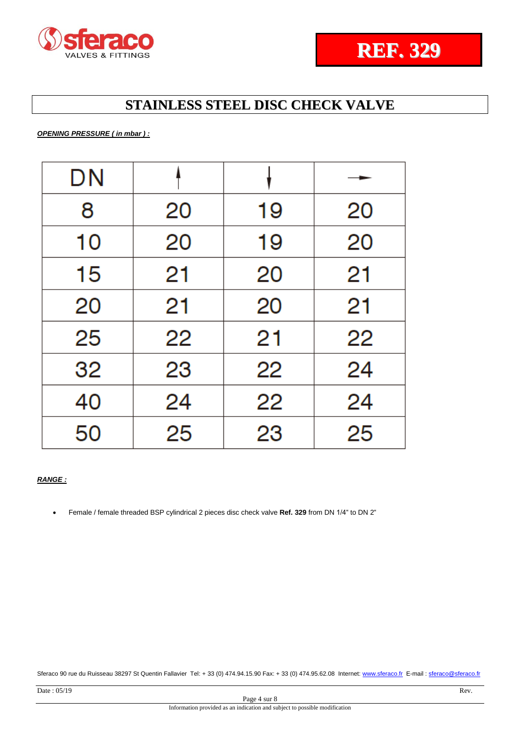**REF. 329**

# STAINLESS STEEL DISC CHECK VALVE

***OPENING PRESSURE ( in mbar ) :***

| DN | ↑ | ↓ | → |
|---|---|---|---|
| 8 | 20 | 19 | 20 |
| 10 | 20 | 19 | 20 |
| 15 | 21 | 20 | 21 |
| 20 | 21 | 20 | 21 |
| 25 | 22 | 21 | 22 |
| 32 | 23 | 22 | 24 |
| 40 | 24 | 22 | 24 |
| 50 | 25 | 23 | 25 |

***RANGE :***

- Female / female threaded BSP cylindrical 2 pieces disc check valve **Ref. 329** from DN 1/4" to DN 2"

Sferaco 90 rue du Ruisseau 38297 St Quentin Fallavier Tel: + 33 (0) 474.94.15.90 Fax: + 33 (0) 474.95.62.08 Internet: www.sferaco.fr E-mail : sferaco@sferaco.fr

Date : 05/19 Rev.

Information provided as an indication and subject to possible modification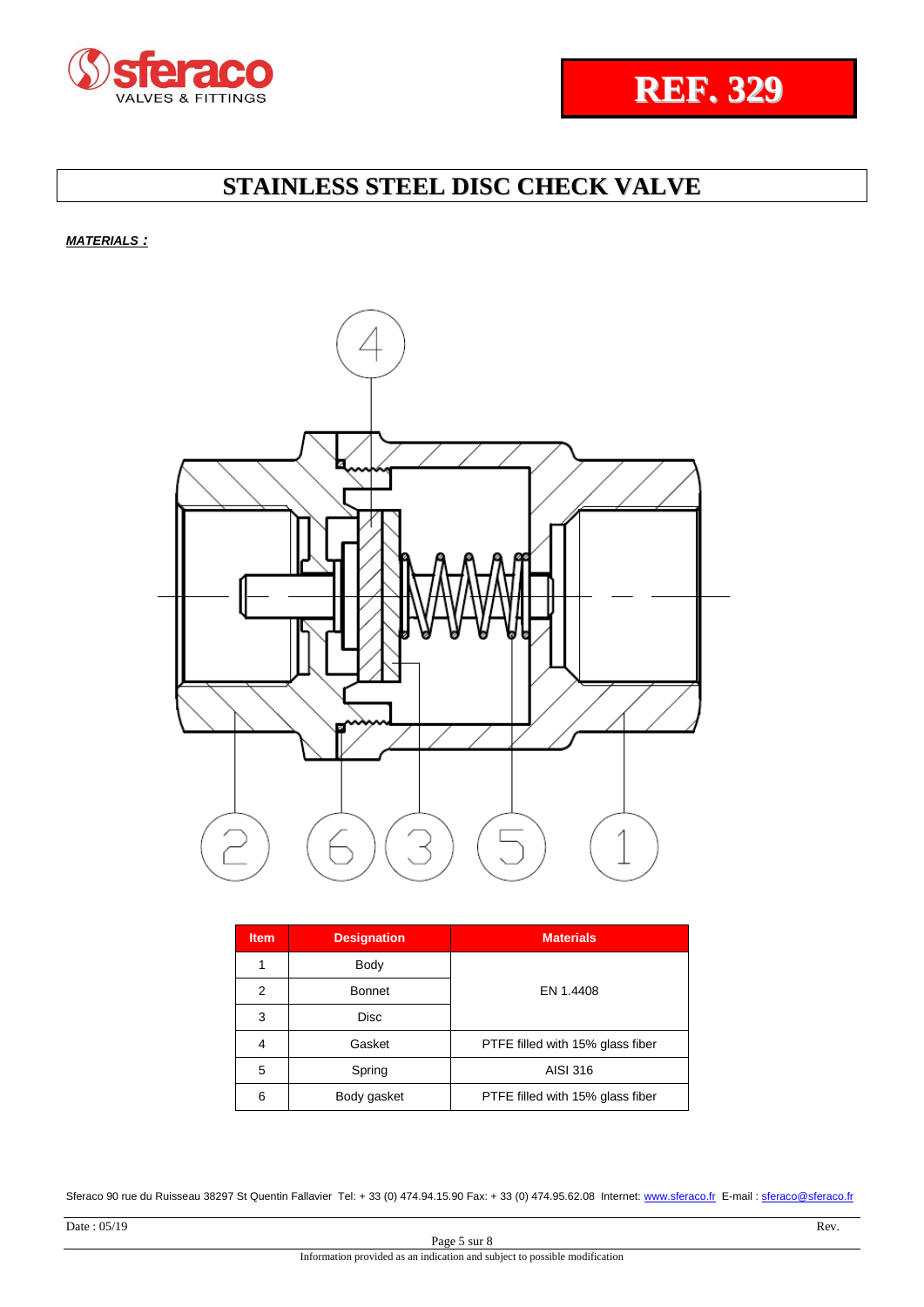REF. 329

# STAINLESS STEEL DISC CHECK VALVE

***MATERIALS :***

| Item | Designation | Materials |
|---|---|---|
| 1 | Body | EN 1.4408 |
| 2 | Bonnet | |
| 3 | Disc | |
| 4 | Gasket | PTFE filled with 15% glass fiber |
| 5 | Spring | AISI 316 |
| 6 | Body gasket | PTFE filled with 15% glass fiber |

Sferaco 90 rue du Ruisseau 38297 St Quentin Fallavier Tel: + 33 (0) 474.94.15.90 Fax: + 33 (0) 474.95.62.08 Internet: www.sferaco.fr E-mail : sferaco@sferaco.fr

Date : 05/19 Rev.

Information provided as an indication and subject to possible modification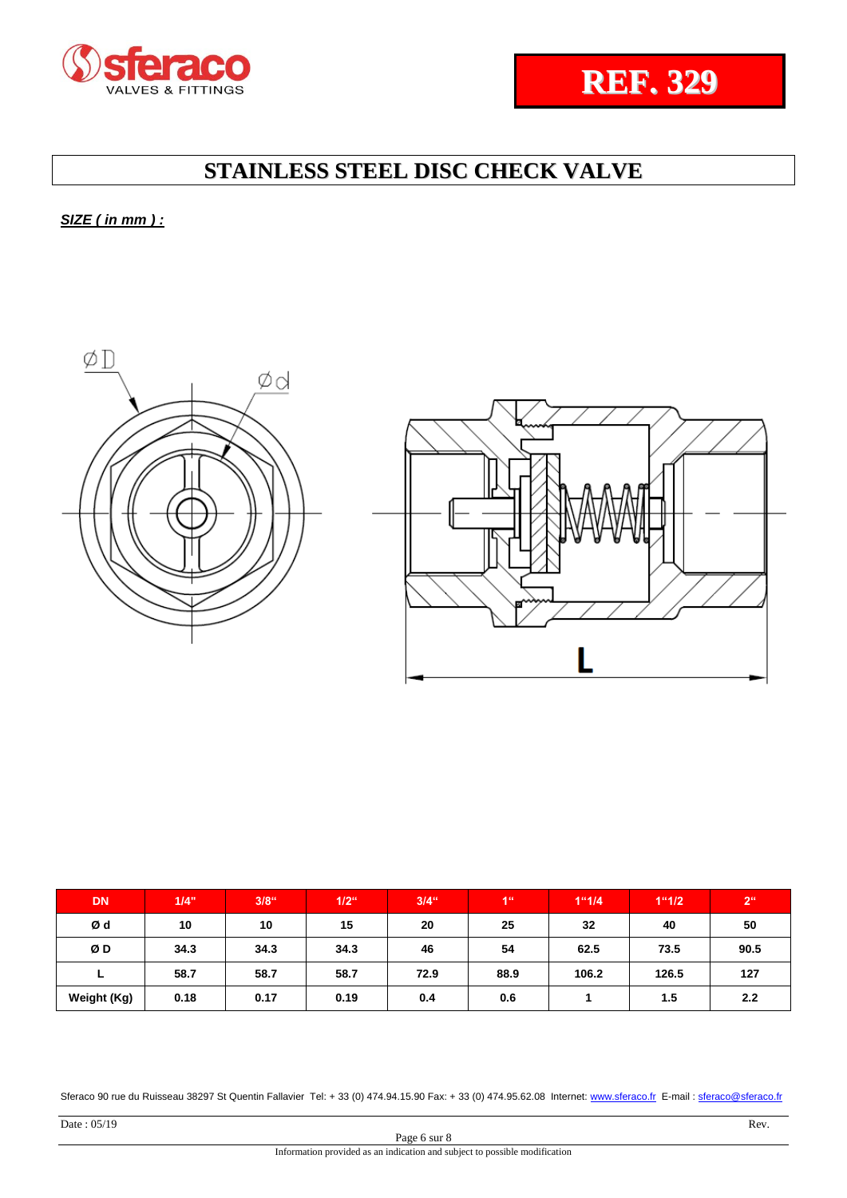**REF. 329**

# STAINLESS STEEL DISC CHECK VALVE

***SIZE ( in mm ) :***

| DN | 1/4" | 3/8" | 1/2" | 3/4" | 1" | 1"1/4 | 1"1/2 | 2" |
|---|---|---|---|---|---|---|---|---|
| Ø d | 10 | 10 | 15 | 20 | 25 | 32 | 40 | 50 |
| Ø D | 34.3 | 34.3 | 34.3 | 46 | 54 | 62.5 | 73.5 | 90.5 |
| L | 58.7 | 58.7 | 58.7 | 72.9 | 88.9 | 106.2 | 126.5 | 127 |
| Weight (Kg) | 0.18 | 0.17 | 0.19 | 0.4 | 0.6 | 1 | 1.5 | 2.2 |

Sferaco 90 rue du Ruisseau 38297 St Quentin Fallavier Tel: + 33 (0) 474.94.15.90 Fax: + 33 (0) 474.95.62.08 Internet: www.sferaco.fr E-mail : sferaco@sferaco.fr

Date : 05/19 Rev.

Information provided as an indication and subject to possible modification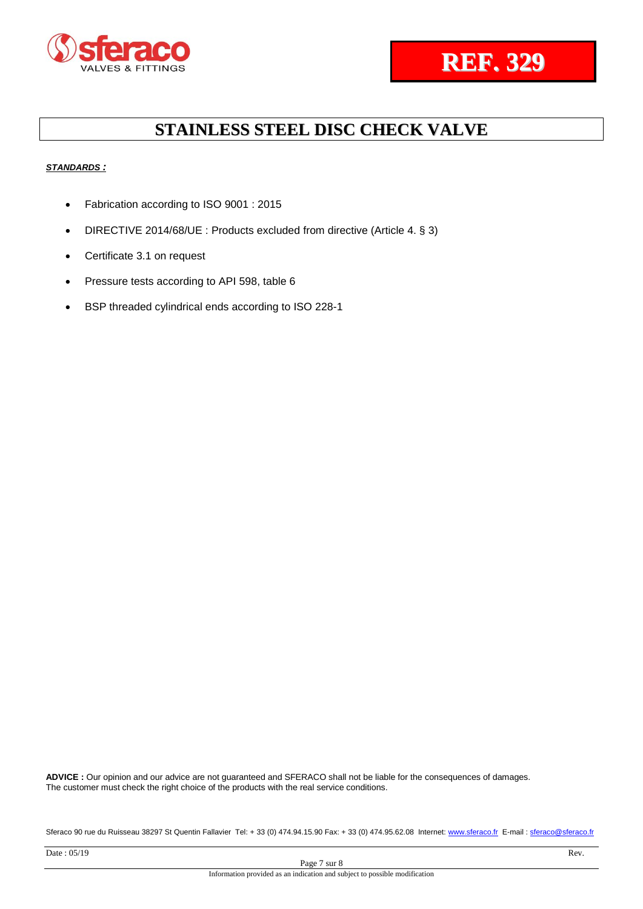**REF. 329**

# STAINLESS STEEL DISC CHECK VALVE

***STANDARDS :***

- Fabrication according to ISO 9001 : 2015
- DIRECTIVE 2014/68/UE : Products excluded from directive (Article 4. § 3)
- Certificate 3.1 on request
- Pressure tests according to API 598, table 6
- BSP threaded cylindrical ends according to ISO 228-1

**ADVICE :** Our opinion and our advice are not guaranteed and SFERACO shall not be liable for the consequences of damages. The customer must check the right choice of the products with the real service conditions.

Sferaco 90 rue du Ruisseau 38297 St Quentin Fallavier Tel: + 33 (0) 474.94.15.90 Fax: + 33 (0) 474.95.62.08 Internet: www.sferaco.fr E-mail : sferaco@sferaco.fr

Date : 05/19 Rev.

Information provided as an indication and subject to possible modification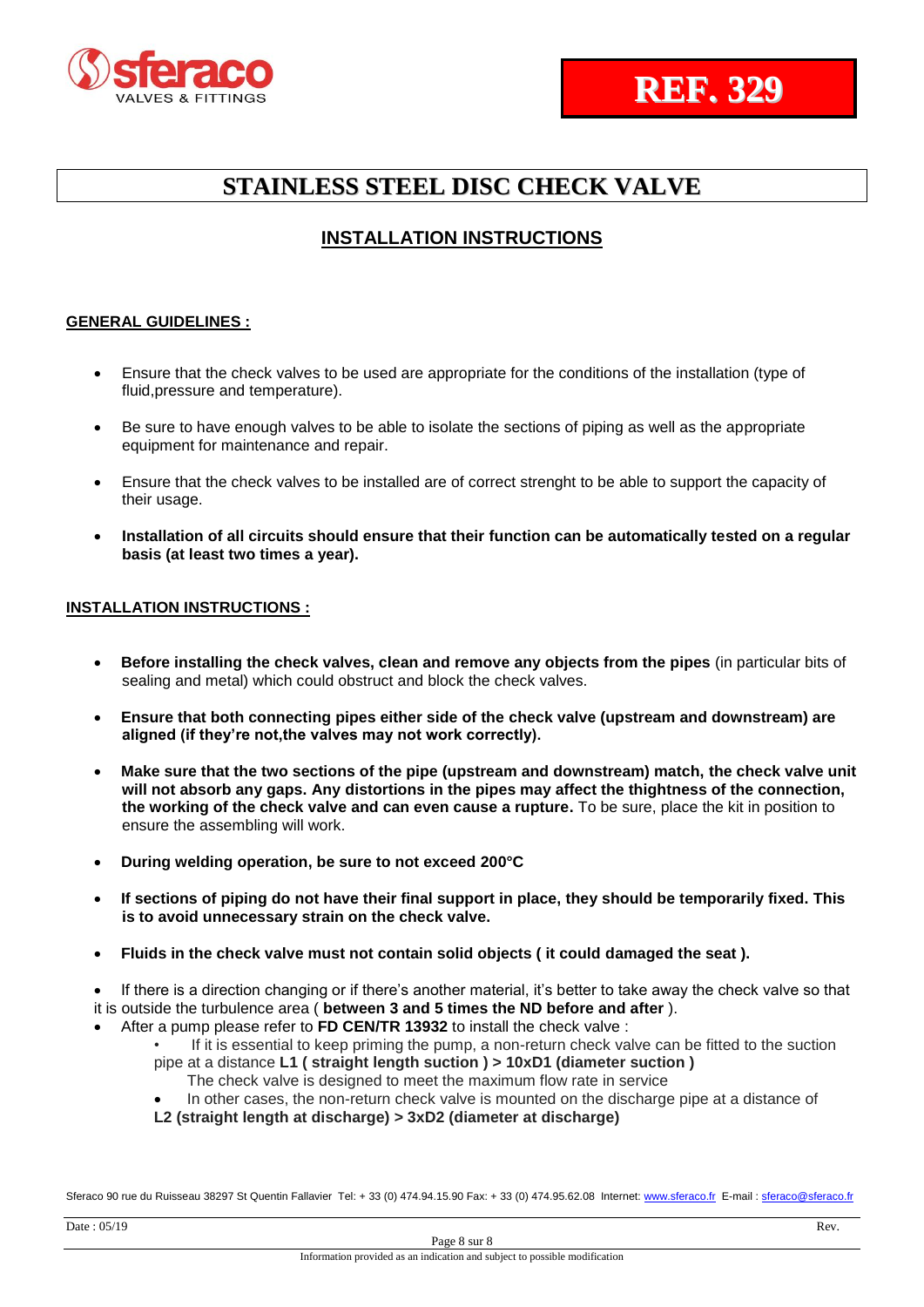sferaco
VALVES & FITTINGS

**REF. 329**

# STAINLESS STEEL DISC CHECK VALVE

## INSTALLATION INSTRUCTIONS

### GENERAL GUIDELINES :

- Ensure that the check valves to be used are appropriate for the conditions of the installation (type of fluid,pressure and temperature).
- Be sure to have enough valves to be able to isolate the sections of piping as well as the appropriate equipment for maintenance and repair.
- Ensure that the check valves to be installed are of correct strenght to be able to support the capacity of their usage.
- **Installation of all circuits should ensure that their function can be automatically tested on a regular basis (at least two times a year).**

### INSTALLATION INSTRUCTIONS :

- **Before installing the check valves, clean and remove any objects from the pipes** (in particular bits of sealing and metal) which could obstruct and block the check valves.
- **Ensure that both connecting pipes either side of the check valve (upstream and downstream) are aligned (if they're not,the valves may not work correctly).**
- **Make sure that the two sections of the pipe (upstream and downstream) match, the check valve unit will not absorb any gaps. Any distortions in the pipes may affect the thightness of the connection, the working of the check valve and can even cause a rupture.** To be sure, place the kit in position to ensure the assembling will work.
- **During welding operation, be sure to not exceed 200°C**
- **If sections of piping do not have their final support in place, they should be temporarily fixed. This is to avoid unnecessary strain on the check valve.**
- **Fluids in the check valve must not contain solid objects ( it could damaged the seat ).**
- If there is a direction changing or if there's another material, it's better to take away the check valve so that it is outside the turbulence area ( **between 3 and 5 times the ND before and after** ).
- After a pump please refer to **FD CEN/TR 13932** to install the check valve :
  - If it is essential to keep priming the pump, a non-return check valve can be fitted to the suction pipe at a distance **L1 ( straight length suction ) > 10xD1 (diameter suction )**
    The check valve is designed to meet the maximum flow rate in service
  - In other cases, the non-return check valve is mounted on the discharge pipe at a distance of **L2 (straight length at discharge) > 3xD2 (diameter at discharge)**

Sferaco 90 rue du Ruisseau 38297 St Quentin Fallavier Tel: + 33 (0) 474.94.15.90 Fax: + 33 (0) 474.95.62.08 Internet: www.sferaco.fr E-mail : sferaco@sferaco.fr

Date : 05/19 Rev.

Information provided as an indication and subject to possible modification